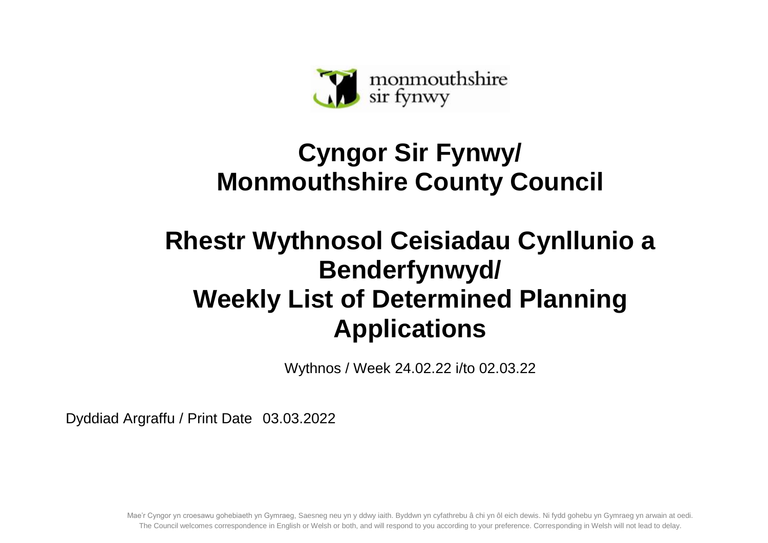monmouthshire
sir fynwy

# Cyngor Sir Fynwy/ Monmouthshire County Council

# Rhestr Wythnosol Ceisiadau Cynllunio a Benderfynwyd/ Weekly List of Determined Planning Applications

Wythnos / Week 24.02.22 i/to 02.03.22

Dyddiad Argraffu / Print Date 03.03.2022

Mae'r Cyngor yn croesawu gohebiaeth yn Gymraeg, Saesneg neu yn y ddwy iaith. Byddwn yn cyfathrebu â chi yn ôl eich dewis. Ni fydd gohebu yn Gymraeg yn arwain at oedi.
The Council welcomes correspondence in English or Welsh or both, and will respond to you according to your preference. Corresponding in Welsh will not lead to delay.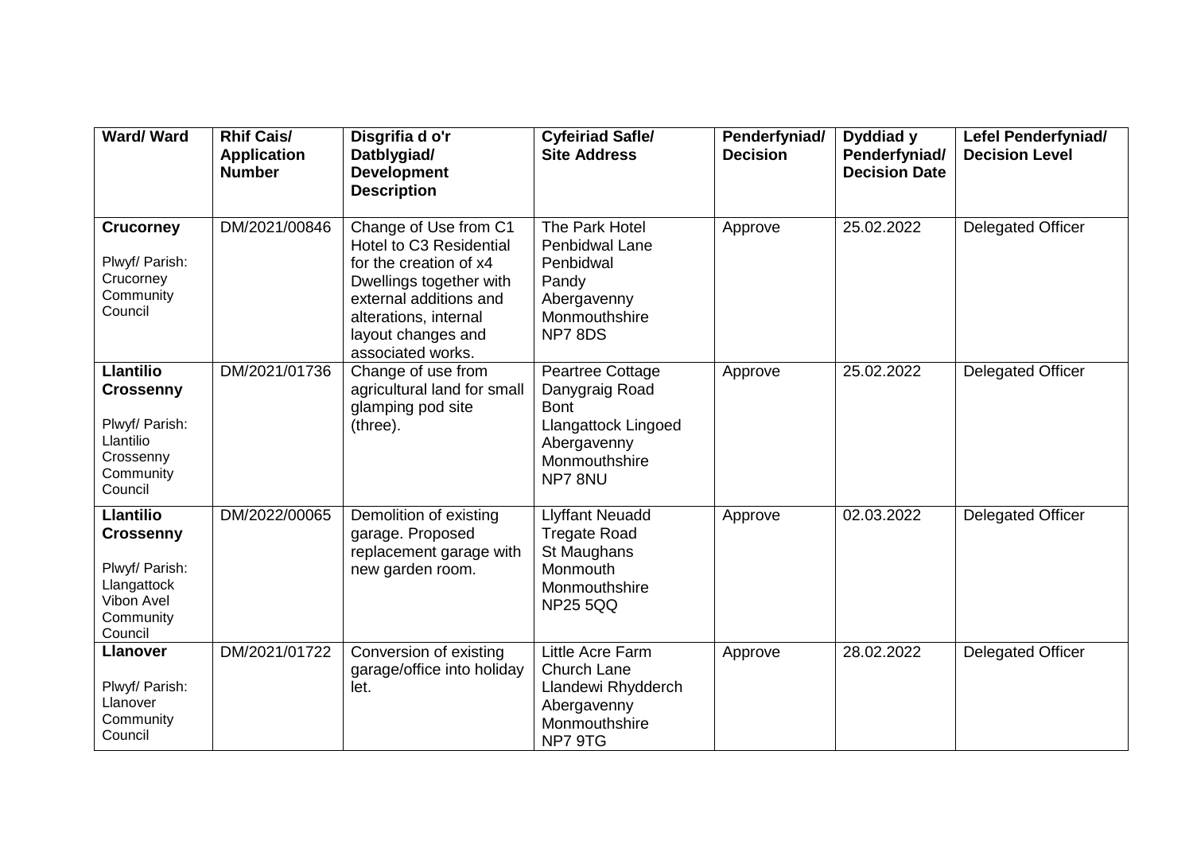| Ward/ Ward | Rhif Cais/ Application Number | Disgrifia d o'r Datblygiad/ Development Description | Cyfeiriad Safle/ Site Address | Penderfyniad/ Decision | Dyddiad y Penderfyniad/ Decision Date | Lefel Penderfyniad/ Decision Level |
|---|---|---|---|---|---|---|
| **Crucorney**<br><br>Plwyf/ Parish: Crucorney Community Council | DM/2021/00846 | Change of Use from C1 Hotel to C3 Residential for the creation of x4 Dwellings together with external additions and alterations, internal layout changes and associated works. | The Park Hotel<br>Penbidwal Lane<br>Penbidwal<br>Pandy<br>Abergavenny<br>Monmouthshire<br>NP7 8DS | Approve | 25.02.2022 | Delegated Officer |
| **Llantilio Crossenny**<br><br>Plwyf/ Parish: Llantilio Crossenny Community Council | DM/2021/01736 | Change of use from agricultural land for small glamping pod site (three). | Peartree Cottage<br>Danygraig Road<br>Bont<br>Llangattock Lingoed<br>Abergavenny<br>Monmouthshire<br>NP7 8NU | Approve | 25.02.2022 | Delegated Officer |
| **Llantilio Crossenny**<br><br>Plwyf/ Parish: Llangattock Vibon Avel Community Council | DM/2022/00065 | Demolition of existing garage. Proposed replacement garage with new garden room. | Llyffant Neuadd<br>Tregate Road<br>St Maughans<br>Monmouth<br>Monmouthshire<br>NP25 5QQ | Approve | 02.03.2022 | Delegated Officer |
| **Llanover**<br><br>Plwyf/ Parish: Llanover Community Council | DM/2021/01722 | Conversion of existing garage/office into holiday let. | Little Acre Farm<br>Church Lane<br>Llandewi Rhydderch<br>Abergavenny<br>Monmouthshire<br>NP7 9TG | Approve | 28.02.2022 | Delegated Officer |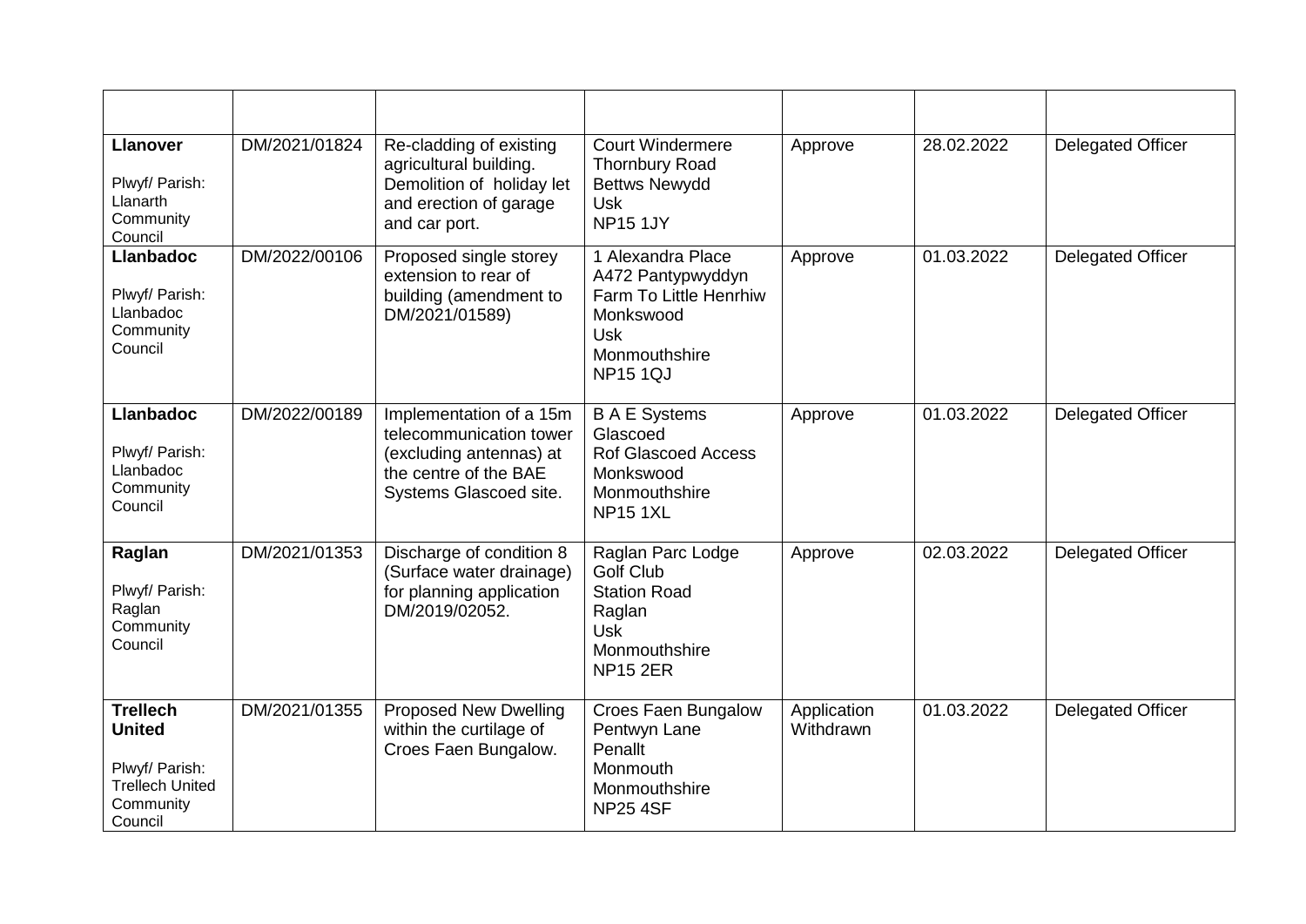| | | | | | | |
|---|---|---|---|---|---|---|
| **Llanover**<br><br>Plwyf/ Parish: Llanarth Community Council | DM/2021/01824 | Re-cladding of existing agricultural building. Demolition of holiday let and erection of garage and car port. | Court Windermere<br>Thornbury Road<br>Bettws Newydd<br>Usk<br>NP15 1JY | Approve | 28.02.2022 | Delegated Officer |
| **Llanbadoc**<br><br>Plwyf/ Parish: Llanbadoc Community Council | DM/2022/00106 | Proposed single storey extension to rear of building (amendment to DM/2021/01589) | 1 Alexandra Place<br>A472 Pantypwyddyn Farm To Little Henrhiw<br>Monkswood<br>Usk<br>Monmouthshire<br>NP15 1QJ | Approve | 01.03.2022 | Delegated Officer |
| **Llanbadoc**<br><br>Plwyf/ Parish: Llanbadoc Community Council | DM/2022/00189 | Implementation of a 15m telecommunication tower (excluding antennas) at the centre of the BAE Systems Glascoed site. | B A E Systems<br>Glascoed<br>Rof Glascoed Access<br>Monkswood<br>Monmouthshire<br>NP15 1XL | Approve | 01.03.2022 | Delegated Officer |
| **Raglan**<br><br>Plwyf/ Parish: Raglan Community Council | DM/2021/01353 | Discharge of condition 8 (Surface water drainage) for planning application DM/2019/02052. | Raglan Parc Lodge<br>Golf Club<br>Station Road<br>Raglan<br>Usk<br>Monmouthshire<br>NP15 2ER | Approve | 02.03.2022 | Delegated Officer |
| **Trellech United**<br><br>Plwyf/ Parish: Trellech United Community Council | DM/2021/01355 | Proposed New Dwelling within the curtilage of Croes Faen Bungalow. | Croes Faen Bungalow<br>Pentwyn Lane<br>Penallt<br>Monmouth<br>Monmouthshire<br>NP25 4SF | Application Withdrawn | 01.03.2022 | Delegated Officer |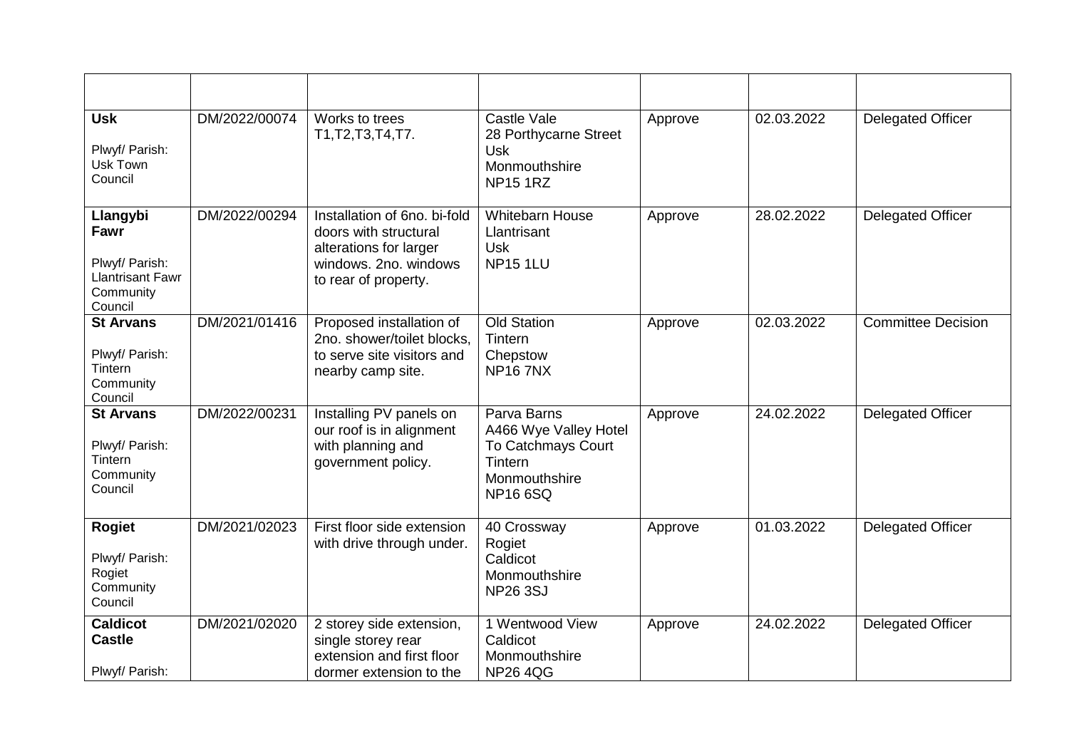| | | | | | | |
|---|---|---|---|---|---|---|
| **Usk**<br><br>Plwyf/ Parish: Usk Town Council | DM/2022/00074 | Works to trees T1,T2,T3,T4,T7. | Castle Vale<br>28 Porthycarne Street<br>Usk<br>Monmouthshire<br>NP15 1RZ | Approve | 02.03.2022 | Delegated Officer |
| **Llangybi Fawr**<br><br>Plwyf/ Parish: Llantrisant Fawr Community Council | DM/2022/00294 | Installation of 6no. bi-fold doors with structural alterations for larger windows. 2no. windows to rear of property. | Whitebarn House<br>Llantrisant<br>Usk<br>NP15 1LU | Approve | 28.02.2022 | Delegated Officer |
| **St Arvans**<br><br>Plwyf/ Parish: Tintern Community Council | DM/2021/01416 | Proposed installation of 2no. shower/toilet blocks, to serve site visitors and nearby camp site. | Old Station<br>Tintern<br>Chepstow<br>NP16 7NX | Approve | 02.03.2022 | Committee Decision |
| **St Arvans**<br><br>Plwyf/ Parish: Tintern Community Council | DM/2022/00231 | Installing PV panels on our roof is in alignment with planning and government policy. | Parva Barns<br>A466 Wye Valley Hotel To Catchmays Court<br>Tintern<br>Monmouthshire<br>NP16 6SQ | Approve | 24.02.2022 | Delegated Officer |
| **Rogiet**<br><br>Plwyf/ Parish: Rogiet Community Council | DM/2021/02023 | First floor side extension with drive through under. | 40 Crossway<br>Rogiet<br>Caldicot<br>Monmouthshire<br>NP26 3SJ | Approve | 01.03.2022 | Delegated Officer |
| **Caldicot Castle**<br><br>Plwyf/ Parish: | DM/2021/02020 | 2 storey side extension, single storey rear extension and first floor dormer extension to the | 1 Wentwood View<br>Caldicot<br>Monmouthshire<br>NP26 4QG | Approve | 24.02.2022 | Delegated Officer |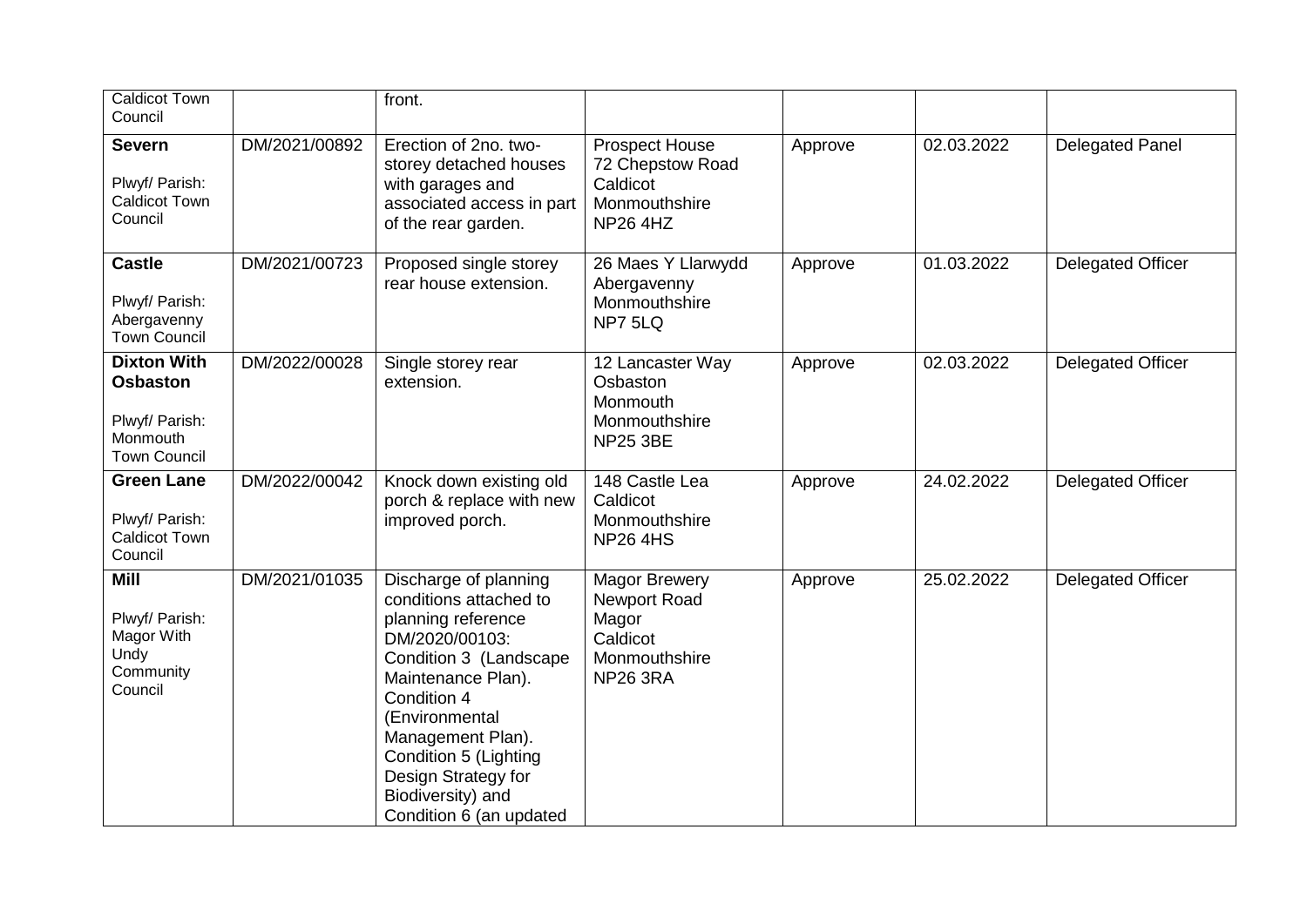| | | | | | | |
|---|---|---|---|---|---|---|
| Caldicot Town Council | | front. | | | | |
| **Severn**<br><br>Plwyf/ Parish: Caldicot Town Council | DM/2021/00892 | Erection of 2no. two-storey detached houses with garages and associated access in part of the rear garden. | Prospect House 72 Chepstow Road Caldicot Monmouthshire NP26 4HZ | Approve | 02.03.2022 | Delegated Panel |
| **Castle**<br><br>Plwyf/ Parish: Abergavenny Town Council | DM/2021/00723 | Proposed single storey rear house extension. | 26 Maes Y Llarwydd Abergavenny Monmouthshire NP7 5LQ | Approve | 01.03.2022 | Delegated Officer |
| **Dixton With Osbaston**<br><br>Plwyf/ Parish: Monmouth Town Council | DM/2022/00028 | Single storey rear extension. | 12 Lancaster Way Osbaston Monmouth Monmouthshire NP25 3BE | Approve | 02.03.2022 | Delegated Officer |
| **Green Lane**<br><br>Plwyf/ Parish: Caldicot Town Council | DM/2022/00042 | Knock down existing old porch & replace with new improved porch. | 148 Castle Lea Caldicot Monmouthshire NP26 4HS | Approve | 24.02.2022 | Delegated Officer |
| **Mill**<br><br>Plwyf/ Parish: Magor With Undy Community Council | DM/2021/01035 | Discharge of planning conditions attached to planning reference DM/2020/00103: Condition 3 (Landscape Maintenance Plan). Condition 4 (Environmental Management Plan). Condition 5 (Lighting Design Strategy for Biodiversity) and Condition 6 (an updated | Magor Brewery Newport Road Magor Caldicot Monmouthshire NP26 3RA | Approve | 25.02.2022 | Delegated Officer |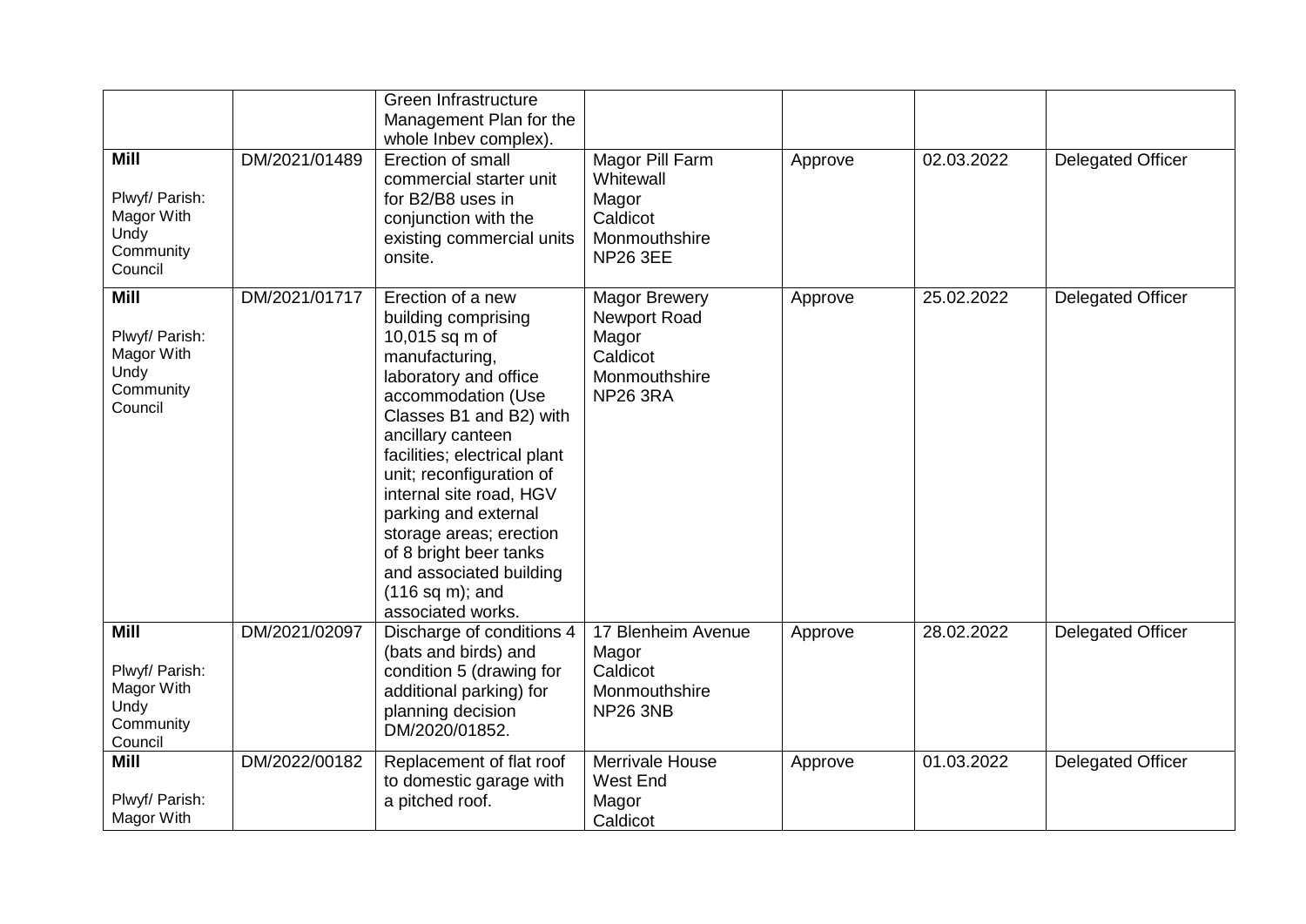| | | | | | | |
|---|---|---|---|---|---|---|
| | | Green Infrastructure Management Plan for the whole Inbev complex). | | | | |
| **Mill**<br><br>Plwyf/ Parish: Magor With Undy Community Council | DM/2021/01489 | Erection of small commercial starter unit for B2/B8 uses in conjunction with the existing commercial units onsite. | Magor Pill Farm<br>Whitewall<br>Magor<br>Caldicot<br>Monmouthshire<br>NP26 3EE | Approve | 02.03.2022 | Delegated Officer |
| **Mill**<br><br>Plwyf/ Parish: Magor With Undy Community Council | DM/2021/01717 | Erection of a new building comprising 10,015 sq m of manufacturing, laboratory and office accommodation (Use Classes B1 and B2) with ancillary canteen facilities; electrical plant unit; reconfiguration of internal site road, HGV parking and external storage areas; erection of 8 bright beer tanks and associated building (116 sq m); and associated works. | Magor Brewery<br>Newport Road<br>Magor<br>Caldicot<br>Monmouthshire<br>NP26 3RA | Approve | 25.02.2022 | Delegated Officer |
| **Mill**<br><br>Plwyf/ Parish: Magor With Undy Community Council | DM/2021/02097 | Discharge of conditions 4 (bats and birds) and condition 5 (drawing for additional parking) for planning decision DM/2020/01852. | 17 Blenheim Avenue<br>Magor<br>Caldicot<br>Monmouthshire<br>NP26 3NB | Approve | 28.02.2022 | Delegated Officer |
| **Mill**<br><br>Plwyf/ Parish: Magor With | DM/2022/00182 | Replacement of flat roof to domestic garage with a pitched roof. | Merrivale House<br>West End<br>Magor<br>Caldicot | Approve | 01.03.2022 | Delegated Officer |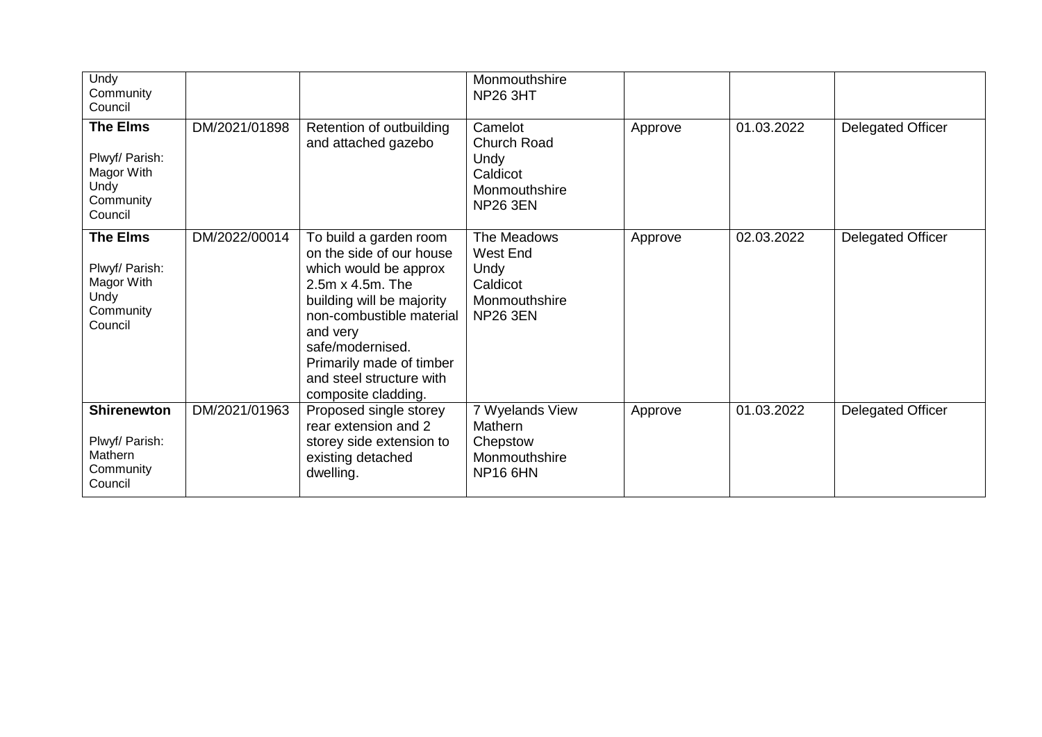| | | | | | | |
|---|---|---|---|---|---|---|
| Undy Community Council | | | Monmouthshire NP26 3HT | | | |
| **The Elms**<br><br>Plwyf/ Parish: Magor With Undy Community Council | DM/2021/01898 | Retention of outbuilding and attached gazebo | Camelot Church Road Undy Caldicot Monmouthshire NP26 3EN | Approve | 01.03.2022 | Delegated Officer |
| **The Elms**<br><br>Plwyf/ Parish: Magor With Undy Community Council | DM/2022/00014 | To build a garden room on the side of our house which would be approx 2.5m x 4.5m. The building will be majority non-combustible material and very safe/modernised. Primarily made of timber and steel structure with composite cladding. | The Meadows West End Undy Caldicot Monmouthshire NP26 3EN | Approve | 02.03.2022 | Delegated Officer |
| **Shirenewton**<br><br>Plwyf/ Parish: Mathern Community Council | DM/2021/01963 | Proposed single storey rear extension and 2 storey side extension to existing detached dwelling. | 7 Wyelands View Mathern Chepstow Monmouthshire NP16 6HN | Approve | 01.03.2022 | Delegated Officer |